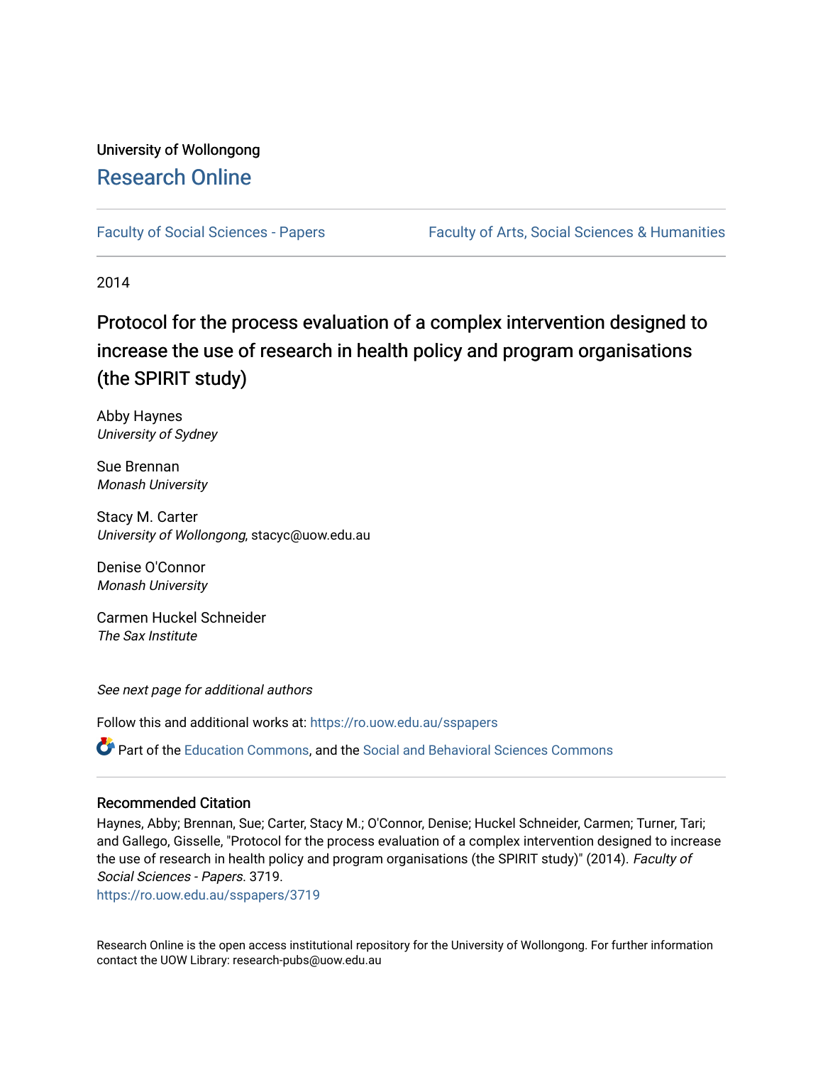University of Wollongong

# Research Online

Faculty of Social Sciences - Papers | Faculty of Arts, Social Sciences & Humanities

2014

# Protocol for the process evaluation of a complex intervention designed to increase the use of research in health policy and program organisations (the SPIRIT study)

Abby Haynes
*University of Sydney*

Sue Brennan
*Monash University*

Stacy M. Carter
*University of Wollongong*, stacyc@uow.edu.au

Denise O'Connor
*Monash University*

Carmen Huckel Schneider
*The Sax Institute*

*See next page for additional authors*

Follow this and additional works at: https://ro.uow.edu.au/sspapers

Part of the Education Commons, and the Social and Behavioral Sciences Commons

## Recommended Citation

Haynes, Abby; Brennan, Sue; Carter, Stacy M.; O'Connor, Denise; Huckel Schneider, Carmen; Turner, Tari; and Gallego, Gisselle, "Protocol for the process evaluation of a complex intervention designed to increase the use of research in health policy and program organisations (the SPIRIT study)" (2014). *Faculty of Social Sciences - Papers*. 3719.
https://ro.uow.edu.au/sspapers/3719

Research Online is the open access institutional repository for the University of Wollongong. For further information contact the UOW Library: research-pubs@uow.edu.au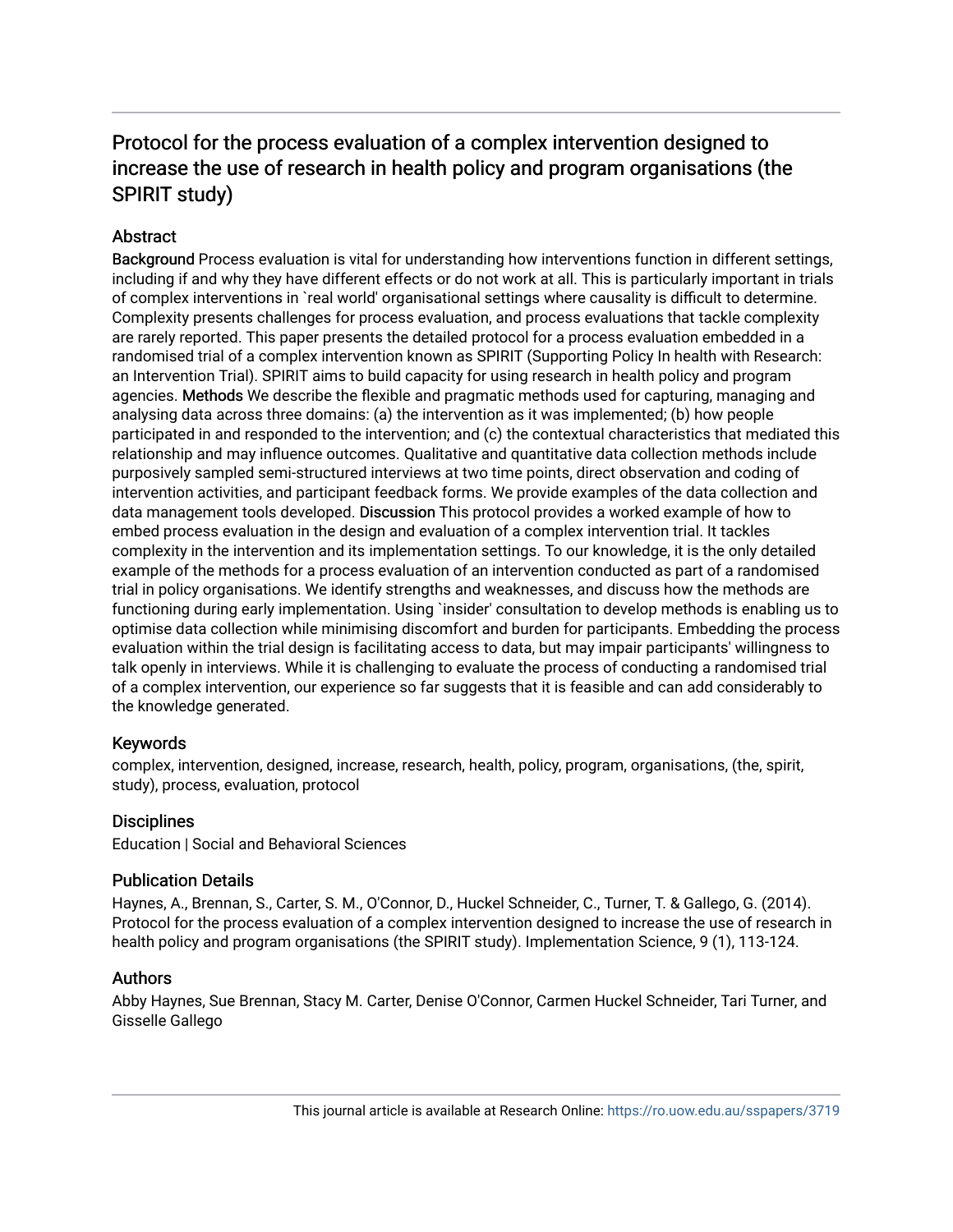# Protocol for the process evaluation of a complex intervention designed to increase the use of research in health policy and program organisations (the SPIRIT study)

## Abstract

**Background** Process evaluation is vital for understanding how interventions function in different settings, including if and why they have different effects or do not work at all. This is particularly important in trials of complex interventions in `real world' organisational settings where causality is difficult to determine. Complexity presents challenges for process evaluation, and process evaluations that tackle complexity are rarely reported. This paper presents the detailed protocol for a process evaluation embedded in a randomised trial of a complex intervention known as SPIRIT (Supporting Policy In health with Research: an Intervention Trial). SPIRIT aims to build capacity for using research in health policy and program agencies. **Methods** We describe the flexible and pragmatic methods used for capturing, managing and analysing data across three domains: (a) the intervention as it was implemented; (b) how people participated in and responded to the intervention; and (c) the contextual characteristics that mediated this relationship and may influence outcomes. Qualitative and quantitative data collection methods include purposively sampled semi-structured interviews at two time points, direct observation and coding of intervention activities, and participant feedback forms. We provide examples of the data collection and data management tools developed. **Discussion** This protocol provides a worked example of how to embed process evaluation in the design and evaluation of a complex intervention trial. It tackles complexity in the intervention and its implementation settings. To our knowledge, it is the only detailed example of the methods for a process evaluation of an intervention conducted as part of a randomised trial in policy organisations. We identify strengths and weaknesses, and discuss how the methods are functioning during early implementation. Using `insider' consultation to develop methods is enabling us to optimise data collection while minimising discomfort and burden for participants. Embedding the process evaluation within the trial design is facilitating access to data, but may impair participants' willingness to talk openly in interviews. While it is challenging to evaluate the process of conducting a randomised trial of a complex intervention, our experience so far suggests that it is feasible and can add considerably to the knowledge generated.

## Keywords

complex, intervention, designed, increase, research, health, policy, program, organisations, (the, spirit, study), process, evaluation, protocol

## Disciplines

Education | Social and Behavioral Sciences

## Publication Details

Haynes, A., Brennan, S., Carter, S. M., O'Connor, D., Huckel Schneider, C., Turner, T. & Gallego, G. (2014). Protocol for the process evaluation of a complex intervention designed to increase the use of research in health policy and program organisations (the SPIRIT study). Implementation Science, 9 (1), 113-124.

## Authors

Abby Haynes, Sue Brennan, Stacy M. Carter, Denise O'Connor, Carmen Huckel Schneider, Tari Turner, and Gisselle Gallego

This journal article is available at Research Online: https://ro.uow.edu.au/sspapers/3719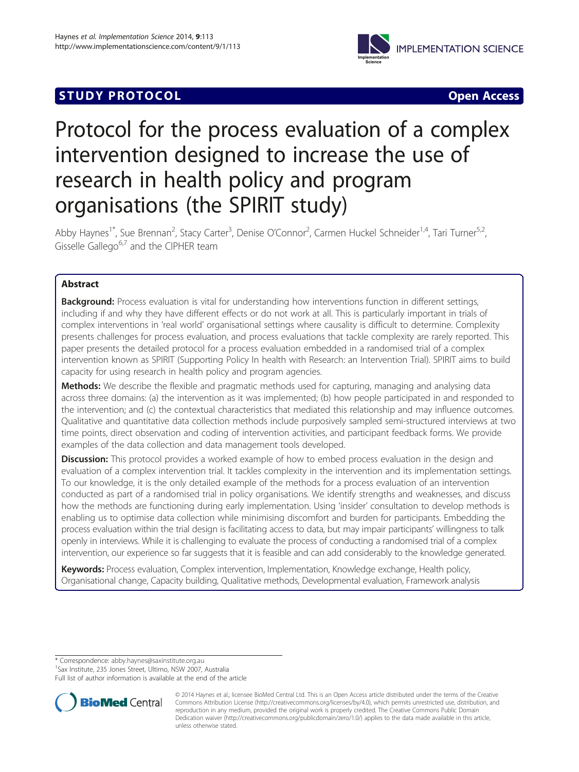# Protocol for the process evaluation of a complex intervention designed to increase the use of research in health policy and program organisations (the SPIRIT study)

Abby Haynes[1*], Sue Brennan[2], Stacy Carter[3], Denise O'Connor[2], Carmen Huckel Schneider[1,4], Tari Turner[5,2], Gisselle Gallego[6,7] and the CIPHER team

## Abstract

**Background:** Process evaluation is vital for understanding how interventions function in different settings, including if and why they have different effects or do not work at all. This is particularly important in trials of complex interventions in 'real world' organisational settings where causality is difficult to determine. Complexity presents challenges for process evaluation, and process evaluations that tackle complexity are rarely reported. This paper presents the detailed protocol for a process evaluation embedded in a randomised trial of a complex intervention known as SPIRIT (Supporting Policy In health with Research: an Intervention Trial). SPIRIT aims to build capacity for using research in health policy and program agencies.

**Methods:** We describe the flexible and pragmatic methods used for capturing, managing and analysing data across three domains: (a) the intervention as it was implemented; (b) how people participated in and responded to the intervention; and (c) the contextual characteristics that mediated this relationship and may influence outcomes. Qualitative and quantitative data collection methods include purposively sampled semi-structured interviews at two time points, direct observation and coding of intervention activities, and participant feedback forms. We provide examples of the data collection and data management tools developed.

**Discussion:** This protocol provides a worked example of how to embed process evaluation in the design and evaluation of a complex intervention trial. It tackles complexity in the intervention and its implementation settings. To our knowledge, it is the only detailed example of the methods for a process evaluation of an intervention conducted as part of a randomised trial in policy organisations. We identify strengths and weaknesses, and discuss how the methods are functioning during early implementation. Using 'insider' consultation to develop methods is enabling us to optimise data collection while minimising discomfort and burden for participants. Embedding the process evaluation within the trial design is facilitating access to data, but may impair participants' willingness to talk openly in interviews. While it is challenging to evaluate the process of conducting a randomised trial of a complex intervention, our experience so far suggests that it is feasible and can add considerably to the knowledge generated.

**Keywords:** Process evaluation, Complex intervention, Implementation, Knowledge exchange, Health policy, Organisational change, Capacity building, Qualitative methods, Developmental evaluation, Framework analysis

---

* Correspondence: abby.haynes@saxinstitute.org.au
[1]Sax Institute, 235 Jones Street, Ultimo, NSW 2007, Australia
Full list of author information is available at the end of the article

© 2014 Haynes et al.; licensee BioMed Central Ltd. This is an Open Access article distributed under the terms of the Creative Commons Attribution License (http://creativecommons.org/licenses/by/4.0), which permits unrestricted use, distribution, and reproduction in any medium, provided the original work is properly credited. The Creative Commons Public Domain Dedication waiver (http://creativecommons.org/publicdomain/zero/1.0/) applies to the data made available in this article, unless otherwise stated.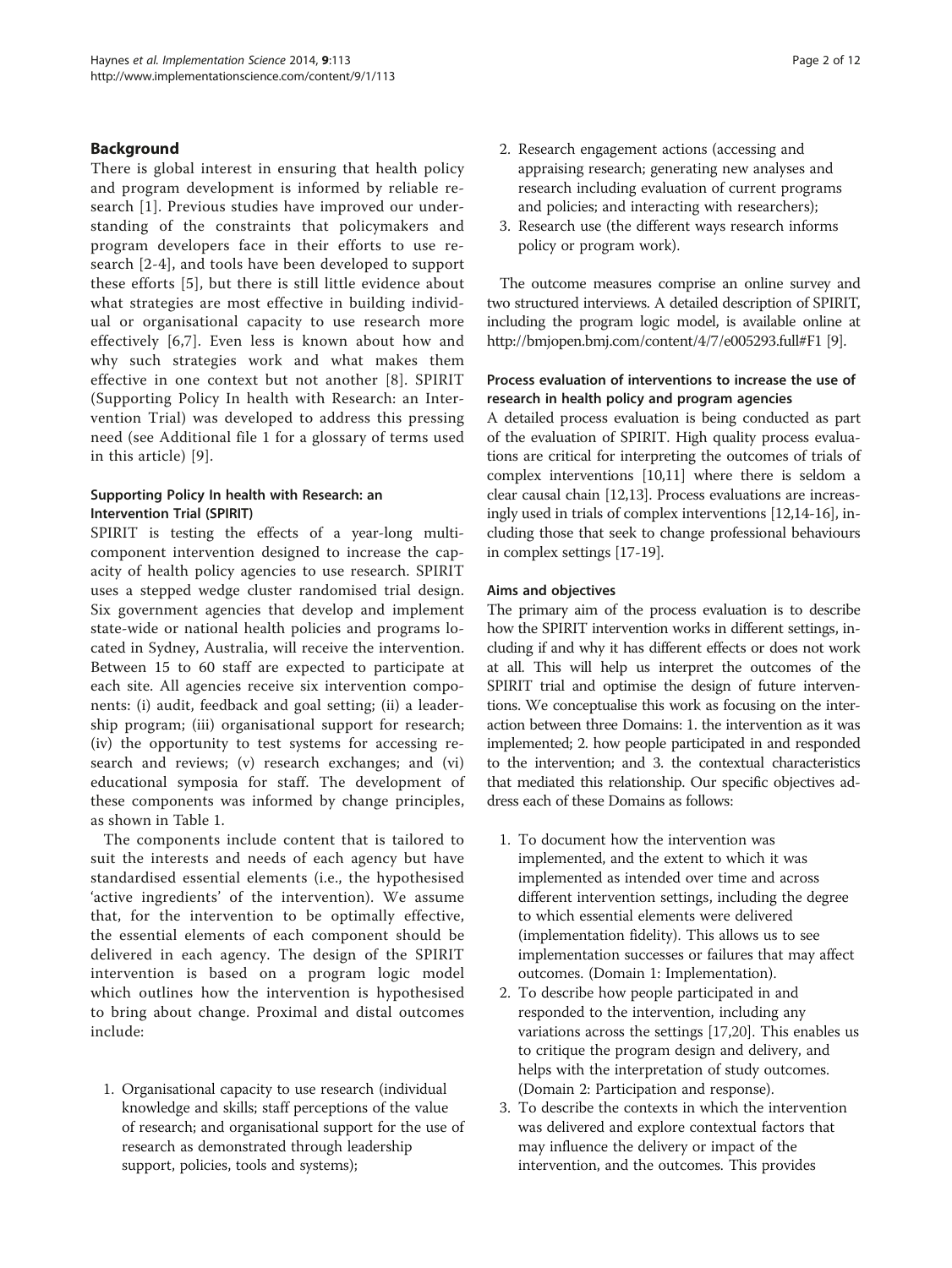## Background

There is global interest in ensuring that health policy and program development is informed by reliable research [1]. Previous studies have improved our understanding of the constraints that policymakers and program developers face in their efforts to use research [2-4], and tools have been developed to support these efforts [5], but there is still little evidence about what strategies are most effective in building individual or organisational capacity to use research more effectively [6,7]. Even less is known about how and why such strategies work and what makes them effective in one context but not another [8]. SPIRIT (Supporting Policy In health with Research: an Intervention Trial) was developed to address this pressing need (see Additional file 1 for a glossary of terms used in this article) [9].

### Supporting Policy In health with Research: an Intervention Trial (SPIRIT)

SPIRIT is testing the effects of a year-long multi-component intervention designed to increase the capacity of health policy agencies to use research. SPIRIT uses a stepped wedge cluster randomised trial design. Six government agencies that develop and implement state-wide or national health policies and programs located in Sydney, Australia, will receive the intervention. Between 15 to 60 staff are expected to participate at each site. All agencies receive six intervention components: (i) audit, feedback and goal setting; (ii) a leadership program; (iii) organisational support for research; (iv) the opportunity to test systems for accessing research and reviews; (v) research exchanges; and (vi) educational symposia for staff. The development of these components was informed by change principles, as shown in Table 1.

The components include content that is tailored to suit the interests and needs of each agency but have standardised essential elements (i.e., the hypothesised 'active ingredients' of the intervention). We assume that, for the intervention to be optimally effective, the essential elements of each component should be delivered in each agency. The design of the SPIRIT intervention is based on a program logic model which outlines how the intervention is hypothesised to bring about change. Proximal and distal outcomes include:

1. Organisational capacity to use research (individual knowledge and skills; staff perceptions of the value of research; and organisational support for the use of research as demonstrated through leadership support, policies, tools and systems);
2. Research engagement actions (accessing and appraising research; generating new analyses and research including evaluation of current programs and policies; and interacting with researchers);
3. Research use (the different ways research informs policy or program work).

The outcome measures comprise an online survey and two structured interviews. A detailed description of SPIRIT, including the program logic model, is available online at http://bmjopen.bmj.com/content/4/7/e005293.full#F1 [9].

### Process evaluation of interventions to increase the use of research in health policy and program agencies

A detailed process evaluation is being conducted as part of the evaluation of SPIRIT. High quality process evaluations are critical for interpreting the outcomes of trials of complex interventions [10,11] where there is seldom a clear causal chain [12,13]. Process evaluations are increasingly used in trials of complex interventions [12,14-16], including those that seek to change professional behaviours in complex settings [17-19].

### Aims and objectives

The primary aim of the process evaluation is to describe how the SPIRIT intervention works in different settings, including if and why it has different effects or does not work at all. This will help us interpret the outcomes of the SPIRIT trial and optimise the design of future interventions. We conceptualise this work as focusing on the interaction between three Domains: 1. the intervention as it was implemented; 2. how people participated in and responded to the intervention; and 3. the contextual characteristics that mediated this relationship. Our specific objectives address each of these Domains as follows:

1. To document how the intervention was implemented, and the extent to which it was implemented as intended over time and across different intervention settings, including the degree to which essential elements were delivered (implementation fidelity). This allows us to see implementation successes or failures that may affect outcomes. (Domain 1: Implementation).
2. To describe how people participated in and responded to the intervention, including any variations across the settings [17,20]. This enables us to critique the program design and delivery, and helps with the interpretation of study outcomes. (Domain 2: Participation and response).
3. To describe the contexts in which the intervention was delivered and explore contextual factors that may influence the delivery or impact of the intervention, and the outcomes. This provides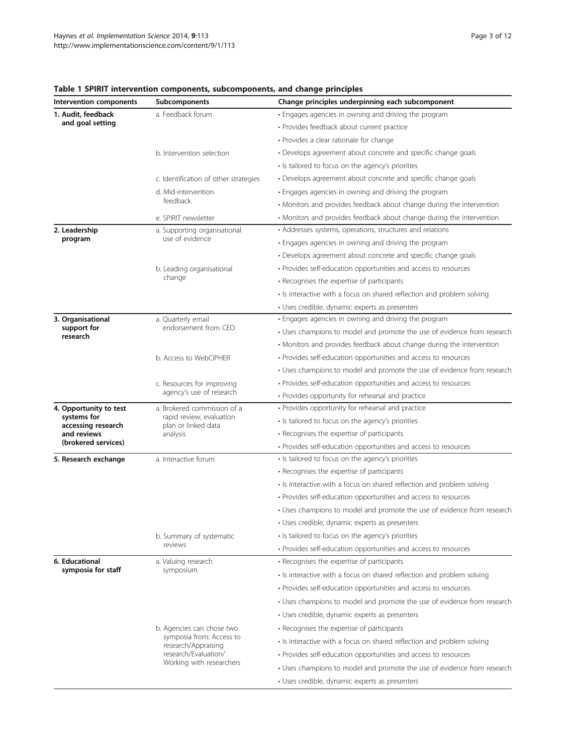**Table 1 SPIRIT intervention components, subcomponents, and change principles**

| Intervention components | Subcomponents | Change principles underpinning each subcomponent |
|---|---|---|
| **1. Audit, feedback and goal setting** | a. Feedback forum | • Engages agencies in owning and driving the program |
| | | • Provides feedback about current practice |
| | | • Provides a clear rationale for change |
| | b. Intervention selection | • Develops agreement about concrete and specific change goals |
| | | • Is tailored to focus on the agency's priorities |
| | c. Identification of other strategies | • Develops agreement about concrete and specific change goals |
| | d. Mid-intervention feedback | • Engages agencies in owning and driving the program |
| | | • Monitors and provides feedback about change during the intervention |
| | e. SPIRIT newsletter | • Monitors and provides feedback about change during the intervention |
| **2. Leadership program** | a. Supporting organisational use of evidence | • Addresses systems, operations, structures and relations |
| | | • Engages agencies in owning and driving the program |
| | | • Develops agreement about concrete and specific change goals |
| | b. Leading organisational change | • Provides self-education opportunities and access to resources |
| | | • Recognises the expertise of participants |
| | | • Is interactive with a focus on shared reflection and problem solving |
| | | • Uses credible, dynamic experts as presenters |
| **3. Organisational support for research** | a. Quarterly email endorsement from CEO | • Engages agencies in owning and driving the program |
| | | • Uses champions to model and promote the use of evidence from research |
| | | • Monitors and provides feedback about change during the intervention |
| | b. Access to WebCIPHER | • Provides self-education opportunities and access to resources |
| | | • Uses champions to model and promote the use of evidence from research |
| | c. Resources for improving agency's use of research | • Provides self-education opportunities and access to resources |
| | | • Provides opportunity for rehearsal and practice |
| **4. Opportunity to test systems for accessing research and reviews (brokered services)** | a. Brokered commission of a rapid review, evaluation plan or linked data analysis | • Provides opportunity for rehearsal and practice |
| | | • Is tailored to focus on the agency's priorities |
| | | • Recognises the expertise of participants |
| | | • Provides self-education opportunities and access to resources |
| **5. Research exchange** | a. Interactive forum | • Is tailored to focus on the agency's priorities |
| | | • Recognises the expertise of participants |
| | | • Is interactive with a focus on shared reflection and problem solving |
| | | • Provides self-education opportunities and access to resources |
| | | • Uses champions to model and promote the use of evidence from research |
| | | • Uses credible, dynamic experts as presenters |
| | b. Summary of systematic reviews | • Is tailored to focus on the agency's priorities |
| | | • Provides self-education opportunities and access to resources |
| **6. Educational symposia for staff** | a. Valuing research symposium | • Recognises the expertise of participants |
| | | • Is interactive with a focus on shared reflection and problem solving |
| | | • Provides self-education opportunities and access to resources |
| | | • Uses champions to model and promote the use of evidence from research |
| | | • Uses credible, dynamic experts as presenters |
| | b. Agencies can chose two symposia from: Access to research/Appraising research/Evaluation/ Working with researchers | • Recognises the expertise of participants |
| | | • Is interactive with a focus on shared reflection and problem solving |
| | | • Provides self-education opportunities and access to resources |
| | | • Uses champions to model and promote the use of evidence from research |
| | | • Uses credible, dynamic experts as presenters |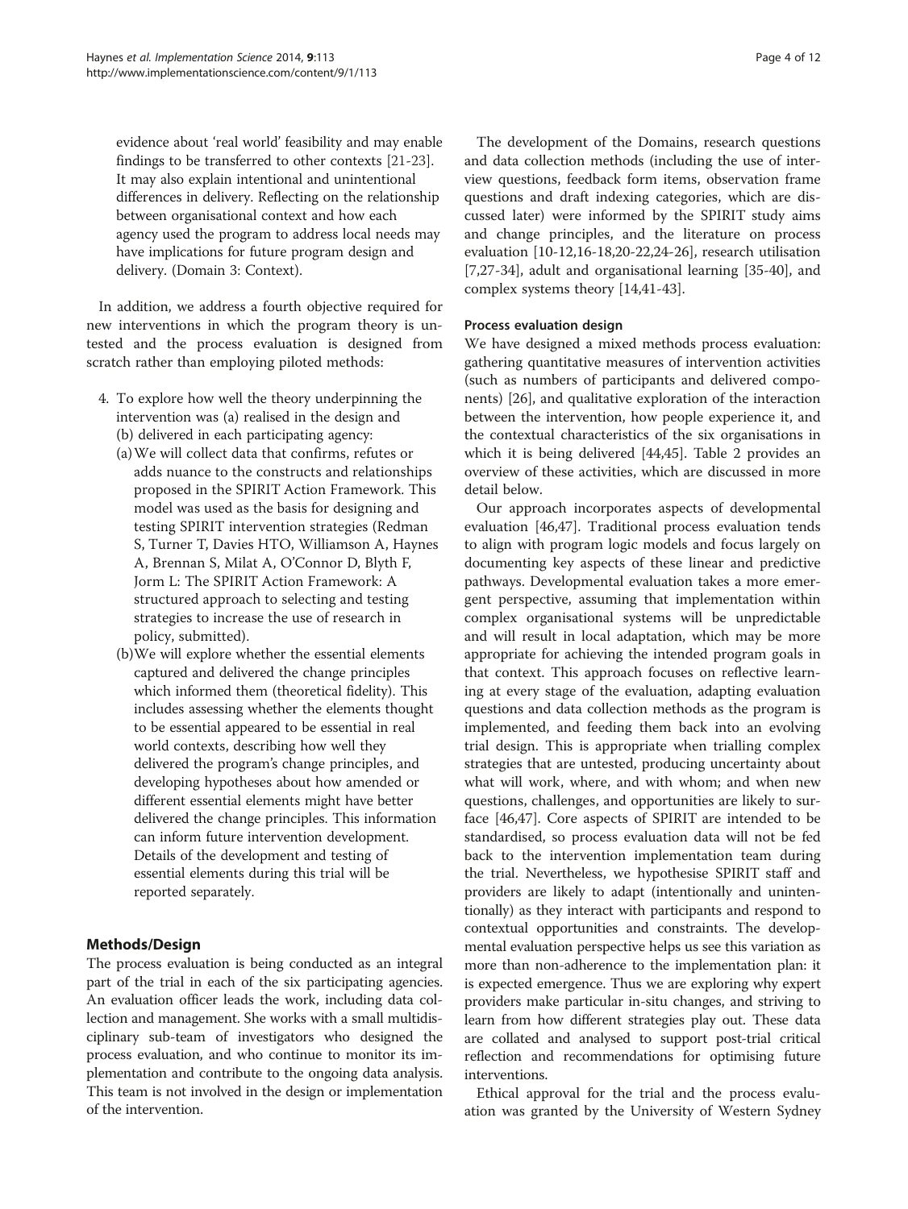evidence about 'real world' feasibility and may enable findings to be transferred to other contexts [21-23]. It may also explain intentional and unintentional differences in delivery. Reflecting on the relationship between organisational context and how each agency used the program to address local needs may have implications for future program design and delivery. (Domain 3: Context).

In addition, we address a fourth objective required for new interventions in which the program theory is untested and the process evaluation is designed from scratch rather than employing piloted methods:

4. To explore how well the theory underpinning the intervention was (a) realised in the design and (b) delivered in each participating agency:
   (a) We will collect data that confirms, refutes or adds nuance to the constructs and relationships proposed in the SPIRIT Action Framework. This model was used as the basis for designing and testing SPIRIT intervention strategies (Redman S, Turner T, Davies HTO, Williamson A, Haynes A, Brennan S, Milat A, O'Connor D, Blyth F, Jorm L: The SPIRIT Action Framework: A structured approach to selecting and testing strategies to increase the use of research in policy, submitted).
   (b) We will explore whether the essential elements captured and delivered the change principles which informed them (theoretical fidelity). This includes assessing whether the elements thought to be essential appeared to be essential in real world contexts, describing how well they delivered the program's change principles, and developing hypotheses about how amended or different essential elements might have better delivered the change principles. This information can inform future intervention development. Details of the development and testing of essential elements during this trial will be reported separately.

## Methods/Design

The process evaluation is being conducted as an integral part of the trial in each of the six participating agencies. An evaluation officer leads the work, including data collection and management. She works with a small multidisciplinary sub-team of investigators who designed the process evaluation, and who continue to monitor its implementation and contribute to the ongoing data analysis. This team is not involved in the design or implementation of the intervention.

The development of the Domains, research questions and data collection methods (including the use of interview questions, feedback form items, observation frame questions and draft indexing categories, which are discussed later) were informed by the SPIRIT study aims and change principles, and the literature on process evaluation [10-12,16-18,20-22,24-26], research utilisation [7,27-34], adult and organisational learning [35-40], and complex systems theory [14,41-43].

### Process evaluation design

We have designed a mixed methods process evaluation: gathering quantitative measures of intervention activities (such as numbers of participants and delivered components) [26], and qualitative exploration of the interaction between the intervention, how people experience it, and the contextual characteristics of the six organisations in which it is being delivered [44,45]. Table 2 provides an overview of these activities, which are discussed in more detail below.

Our approach incorporates aspects of developmental evaluation [46,47]. Traditional process evaluation tends to align with program logic models and focus largely on documenting key aspects of these linear and predictive pathways. Developmental evaluation takes a more emergent perspective, assuming that implementation within complex organisational systems will be unpredictable and will result in local adaptation, which may be more appropriate for achieving the intended program goals in that context. This approach focuses on reflective learning at every stage of the evaluation, adapting evaluation questions and data collection methods as the program is implemented, and feeding them back into an evolving trial design. This is appropriate when trialling complex strategies that are untested, producing uncertainty about what will work, where, and with whom; and when new questions, challenges, and opportunities are likely to surface [46,47]. Core aspects of SPIRIT are intended to be standardised, so process evaluation data will not be fed back to the intervention implementation team during the trial. Nevertheless, we hypothesise SPIRIT staff and providers are likely to adapt (intentionally and unintentionally) as they interact with participants and respond to contextual opportunities and constraints. The developmental evaluation perspective helps us see this variation as more than non-adherence to the implementation plan: it is expected emergence. Thus we are exploring why expert providers make particular in-situ changes, and striving to learn from how different strategies play out. These data are collated and analysed to support post-trial critical reflection and recommendations for optimising future interventions.

Ethical approval for the trial and the process evaluation was granted by the University of Western Sydney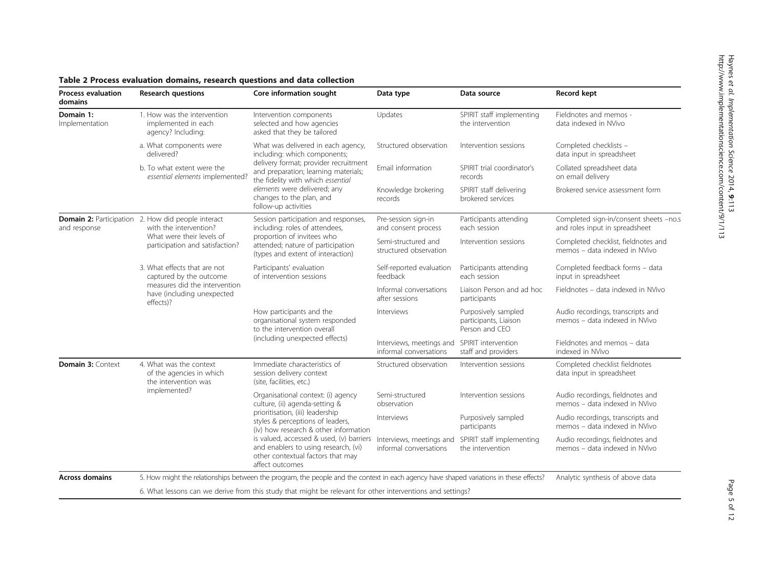**Table 2 Process evaluation domains, research questions and data collection**

| Process evaluation domains | Research questions | Core information sought | Data type | Data source | Record kept |
|---|---|---|---|---|---|
| **Domain 1:** Implementation | 1. How was the intervention implemented in each agency? Including: | Intervention components selected and how agencies asked that they be tailored | Updates | SPIRIT staff implementing the intervention | Fieldnotes and memos - data indexed in NVivo |
| | a. What components were delivered? | What was delivered in each agency, including: which components; delivery format; provider recruitment and preparation; learning materials; the fidelity with which *essential elements* were delivered; any changes to the plan, and follow-up activities | Structured observation | Intervention sessions | Completed checklists – data input in spreadsheet |
| | b. To what extent were the *essential elements* implemented? | | Email information | SPIRIT trial coordinator's records | Collated spreadsheet data on email delivery |
| | | | Knowledge brokering records | SPIRIT staff delivering brokered services | Brokered service assessment form |
| **Domain 2:** Participation and response | 2. How did people interact with the intervention? What were their levels of participation and satisfaction? | Session participation and responses, including: roles of attendees, proportion of invitees who attended; nature of participation (types and extent of interaction) | Pre-session sign-in and consent process | Participants attending each session | Completed sign-in/consent sheets –no.s and roles input in spreadsheet |
| | | | Semi-structured and structured observation | Intervention sessions | Completed checklist, fieldnotes and memos – data indexed in NVivo |
| | 3. What effects that are not captured by the outcome measures did the intervention have (including unexpected effects)? | Participants' evaluation of intervention sessions | Self-reported evaluation feedback | Participants attending each session | Completed feedback forms – data input in spreadsheet |
| | | | Informal conversations after sessions | Liaison Person and ad hoc participants | Fieldnotes – data indexed in NVivo |
| | | How participants and the organisational system responded to the intervention overall (including unexpected effects) | Interviews | Purposively sampled participants, Liaison Person and CEO | Audio recordings, transcripts and memos – data indexed in NVivo |
| | | | Interviews, meetings and informal conversations | SPIRIT intervention staff and providers | Fieldnotes and memos – data indexed in NVivo |
| **Domain 3:** Context | 4. What was the context of the agencies in which the intervention was implemented? | Immediate characteristics of session delivery context (site, facilities, etc.) | Structured observation | Intervention sessions | Completed checklist fieldnotes data input in spreadsheet |
| | | Organisational context: (i) agency culture, (ii) agenda-setting & prioritisation, (iii) leadership styles & perceptions of leaders, (iv) how research & other information is valued, accessed & used, (v) barriers and enablers to using research, (vi) other contextual factors that may affect outcomes | Semi-structured observation | Intervention sessions | Audio recordings, fieldnotes and memos – data indexed in NVivo |
| | | | Interviews | Purposively sampled participants | Audio recordings, transcripts and memos – data indexed in NVivo |
| | | | Interviews, meetings and informal conversations | SPIRIT staff implementing the intervention | Audio recordings, fieldnotes and memos – data indexed in NVivo |
| **Across domains** | 5. How might the relationships between the program, the people and the context in each agency have shaped variations in these effects? | | | | Analytic synthesis of above data |
| | 6. What lessons can we derive from this study that might be relevant for other interventions and settings? | | | | |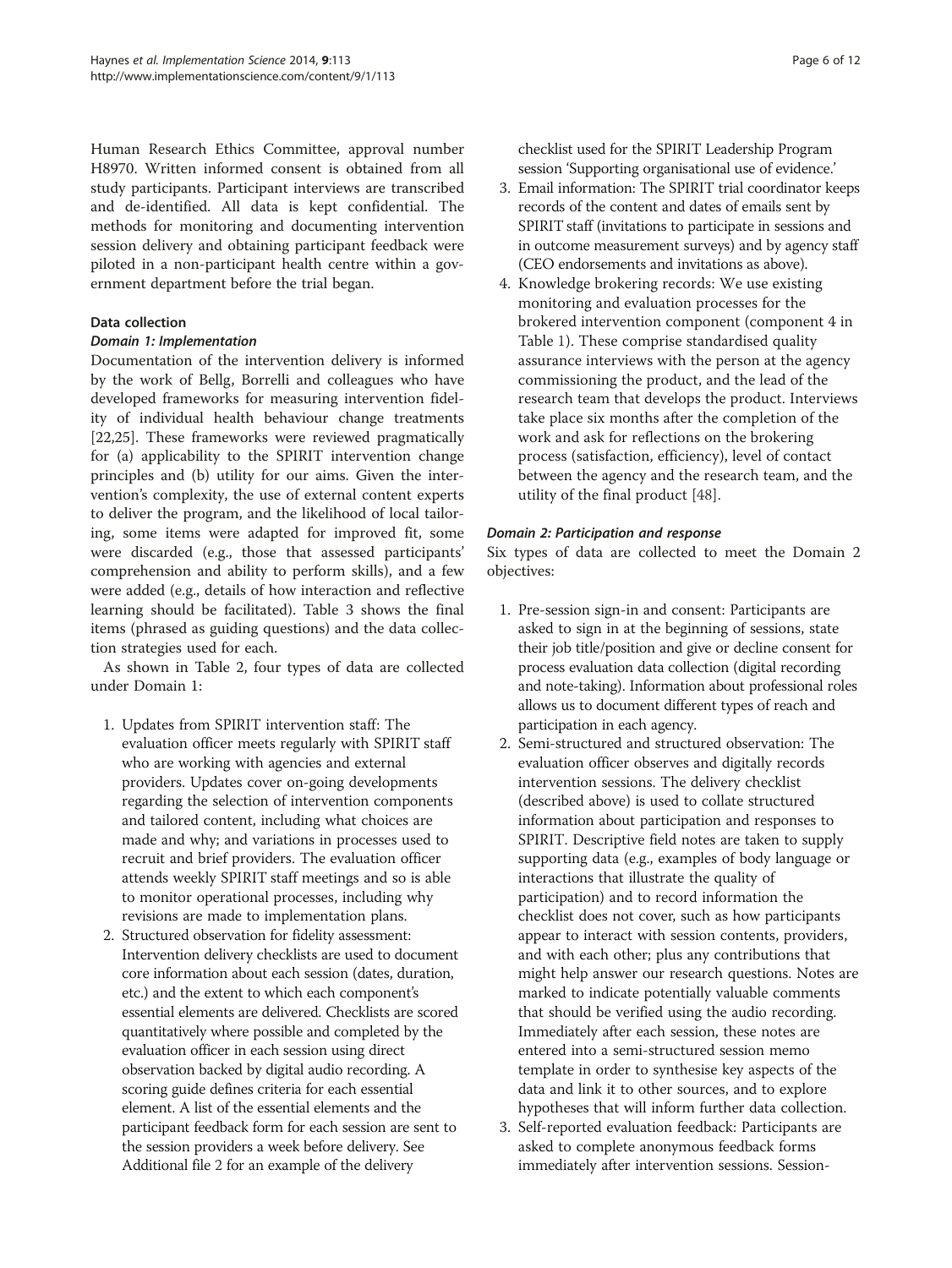Human Research Ethics Committee, approval number H8970. Written informed consent is obtained from all study participants. Participant interviews are transcribed and de-identified. All data is kept confidential. The methods for monitoring and documenting intervention session delivery and obtaining participant feedback were piloted in a non-participant health centre within a government department before the trial began.

### Data collection

#### *Domain 1: Implementation*

Documentation of the intervention delivery is informed by the work of Bellg, Borrelli and colleagues who have developed frameworks for measuring intervention fidelity of individual health behaviour change treatments [22,25]. These frameworks were reviewed pragmatically for (a) applicability to the SPIRIT intervention change principles and (b) utility for our aims. Given the intervention's complexity, the use of external content experts to deliver the program, and the likelihood of local tailoring, some items were adapted for improved fit, some were discarded (e.g., those that assessed participants' comprehension and ability to perform skills), and a few were added (e.g., details of how interaction and reflective learning should be facilitated). Table 3 shows the final items (phrased as guiding questions) and the data collection strategies used for each.

As shown in Table 2, four types of data are collected under Domain 1:

1. Updates from SPIRIT intervention staff: The evaluation officer meets regularly with SPIRIT staff who are working with agencies and external providers. Updates cover on-going developments regarding the selection of intervention components and tailored content, including what choices are made and why; and variations in processes used to recruit and brief providers. The evaluation officer attends weekly SPIRIT staff meetings and so is able to monitor operational processes, including why revisions are made to implementation plans.
2. Structured observation for fidelity assessment: Intervention delivery checklists are used to document core information about each session (dates, duration, etc.) and the extent to which each component's essential elements are delivered. Checklists are scored quantitatively where possible and completed by the evaluation officer in each session using direct observation backed by digital audio recording. A scoring guide defines criteria for each essential element. A list of the essential elements and the participant feedback form for each session are sent to the session providers a week before delivery. See Additional file 2 for an example of the delivery checklist used for the SPIRIT Leadership Program session 'Supporting organisational use of evidence.'
3. Email information: The SPIRIT trial coordinator keeps records of the content and dates of emails sent by SPIRIT staff (invitations to participate in sessions and in outcome measurement surveys) and by agency staff (CEO endorsements and invitations as above).
4. Knowledge brokering records: We use existing monitoring and evaluation processes for the brokered intervention component (component 4 in Table 1). These comprise standardised quality assurance interviews with the person at the agency commissioning the product, and the lead of the research team that develops the product. Interviews take place six months after the completion of the work and ask for reflections on the brokering process (satisfaction, efficiency), level of contact between the agency and the research team, and the utility of the final product [48].

#### *Domain 2: Participation and response*

Six types of data are collected to meet the Domain 2 objectives:

1. Pre-session sign-in and consent: Participants are asked to sign in at the beginning of sessions, state their job title/position and give or decline consent for process evaluation data collection (digital recording and note-taking). Information about professional roles allows us to document different types of reach and participation in each agency.
2. Semi-structured and structured observation: The evaluation officer observes and digitally records intervention sessions. The delivery checklist (described above) is used to collate structured information about participation and responses to SPIRIT. Descriptive field notes are taken to supply supporting data (e.g., examples of body language or interactions that illustrate the quality of participation) and to record information the checklist does not cover, such as how participants appear to interact with session contents, providers, and with each other; plus any contributions that might help answer our research questions. Notes are marked to indicate potentially valuable comments that should be verified using the audio recording. Immediately after each session, these notes are entered into a semi-structured session memo template in order to synthesise key aspects of the data and link it to other sources, and to explore hypotheses that will inform further data collection.
3. Self-reported evaluation feedback: Participants are asked to complete anonymous feedback forms immediately after intervention sessions. Session-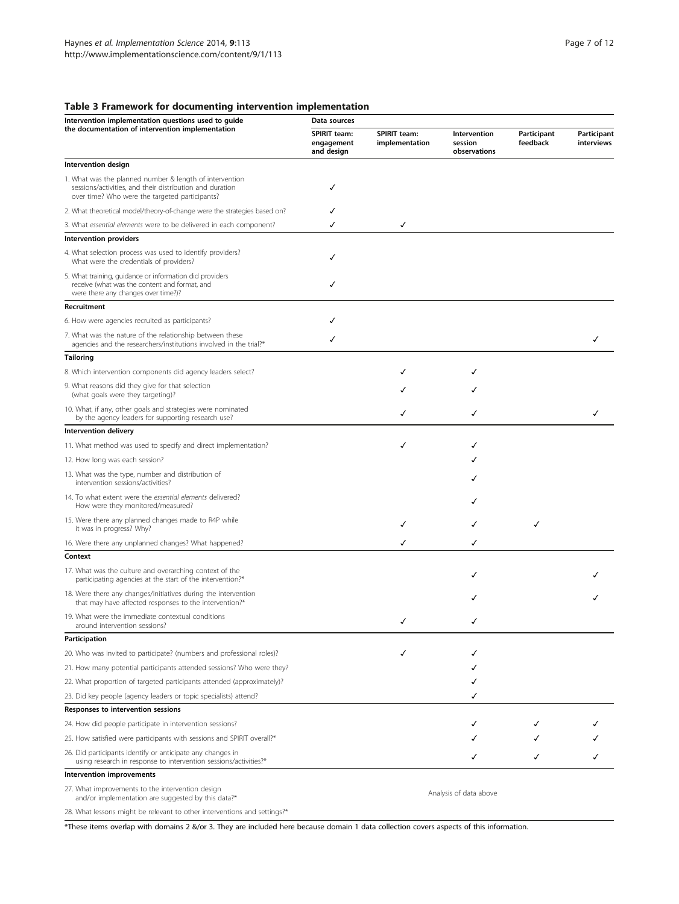**Table 3 Framework for documenting intervention implementation**

| Intervention implementation questions used to guide the documentation of intervention implementation | Data sources | | | | |
|---|---|---|---|---|---|
| | SPIRIT team: engagement and design | SPIRIT team: implementation | Intervention session observations | Participant feedback | Participant interviews |
| **Intervention design** | | | | | |
| 1. What was the planned number & length of intervention sessions/activities, and their distribution and duration over time? Who were the targeted participants? | ✓ | | | | |
| 2. What theoretical model/theory-of-change were the strategies based on? | ✓ | | | | |
| 3. What *essential elements* were to be delivered in each component? | ✓ | ✓ | | | |
| **Intervention providers** | | | | | |
| 4. What selection process was used to identify providers? What were the credentials of providers? | ✓ | | | | |
| 5. What training, guidance or information did providers receive (what was the content and format, and were there any changes over time?)? | ✓ | | | | |
| **Recruitment** | | | | | |
| 6. How were agencies recruited as participants? | ✓ | | | | |
| 7. What was the nature of the relationship between these agencies and the researchers/institutions involved in the trial?* | ✓ | | | | ✓ |
| **Tailoring** | | | | | |
| 8. Which intervention components did agency leaders select? | | ✓ | ✓ | | |
| 9. What reasons did they give for that selection (what goals were they targeting)? | | ✓ | ✓ | | |
| 10. What, if any, other goals and strategies were nominated by the agency leaders for supporting research use? | | ✓ | ✓ | | ✓ |
| **Intervention delivery** | | | | | |
| 11. What method was used to specify and direct implementation? | | ✓ | ✓ | | |
| 12. How long was each session? | | | ✓ | | |
| 13. What was the type, number and distribution of intervention sessions/activities? | | | ✓ | | |
| 14. To what extent were the *essential elements* delivered? How were they monitored/measured? | | | ✓ | | |
| 15. Were there any planned changes made to R4P while it was in progress? Why? | | ✓ | ✓ | ✓ | |
| 16. Were there any unplanned changes? What happened? | | ✓ | ✓ | | |
| **Context** | | | | | |
| 17. What was the culture and overarching context of the participating agencies at the start of the intervention?* | | | ✓ | | ✓ |
| 18. Were there any changes/initiatives during the intervention that may have affected responses to the intervention?* | | | ✓ | | ✓ |
| 19. What were the immediate contextual conditions around intervention sessions? | | ✓ | ✓ | | |
| **Participation** | | | | | |
| 20. Who was invited to participate? (numbers and professional roles)? | | ✓ | ✓ | | |
| 21. How many potential participants attended sessions? Who were they? | | | ✓ | | |
| 22. What proportion of targeted participants attended (approximately)? | | | ✓ | | |
| 23. Did key people (agency leaders or topic specialists) attend? | | | ✓ | | |
| **Responses to intervention sessions** | | | | | |
| 24. How did people participate in intervention sessions? | | | ✓ | ✓ | ✓ |
| 25. How satisfied were participants with sessions and SPIRIT overall?* | | | ✓ | ✓ | ✓ |
| 26. Did participants identify or anticipate any changes in using research in response to intervention sessions/activities?* | | | ✓ | ✓ | ✓ |
| **Intervention improvements** | | | | | |
| 27. What improvements to the intervention design and/or implementation are suggested by this data?* | Analysis of data above | | | | |
| 28. What lessons might be relevant to other interventions and settings?* | | | | | |

*These items overlap with domains 2 &/or 3. They are included here because domain 1 data collection covers aspects of this information.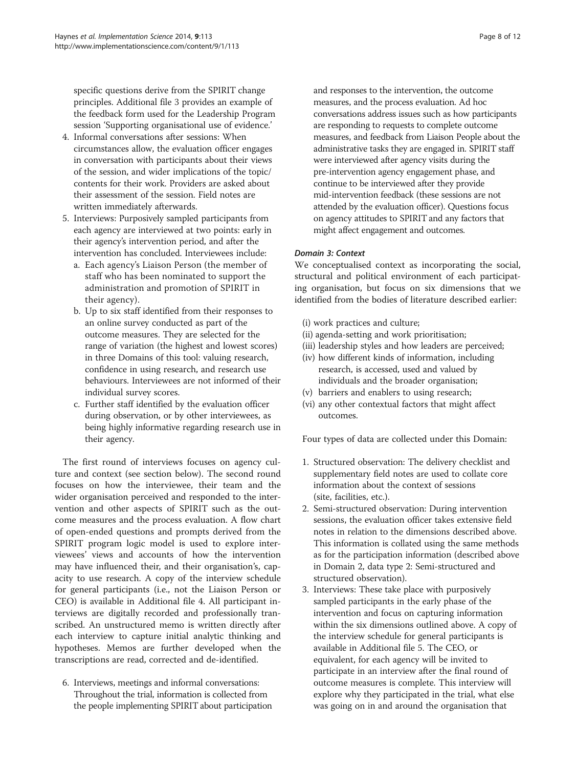specific questions derive from the SPIRIT change principles. Additional file 3 provides an example of the feedback form used for the Leadership Program session 'Supporting organisational use of evidence.'

4. Informal conversations after sessions: When circumstances allow, the evaluation officer engages in conversation with participants about their views of the session, and wider implications of the topic/ contents for their work. Providers are asked about their assessment of the session. Field notes are written immediately afterwards.
5. Interviews: Purposively sampled participants from each agency are interviewed at two points: early in their agency's intervention period, and after the intervention has concluded. Interviewees include:
   a. Each agency's Liaison Person (the member of staff who has been nominated to support the administration and promotion of SPIRIT in their agency).
   b. Up to six staff identified from their responses to an online survey conducted as part of the outcome measures. They are selected for the range of variation (the highest and lowest scores) in three Domains of this tool: valuing research, confidence in using research, and research use behaviours. Interviewees are not informed of their individual survey scores.
   c. Further staff identified by the evaluation officer during observation, or by other interviewees, as being highly informative regarding research use in their agency.

The first round of interviews focuses on agency culture and context (see section below). The second round focuses on how the interviewee, their team and the wider organisation perceived and responded to the intervention and other aspects of SPIRIT such as the outcome measures and the process evaluation. A flow chart of open-ended questions and prompts derived from the SPIRIT program logic model is used to explore interviewees' views and accounts of how the intervention may have influenced their, and their organisation's, capacity to use research. A copy of the interview schedule for general participants (i.e., not the Liaison Person or CEO) is available in Additional file 4. All participant interviews are digitally recorded and professionally transcribed. An unstructured memo is written directly after each interview to capture initial analytic thinking and hypotheses. Memos are further developed when the transcriptions are read, corrected and de-identified.

6. Interviews, meetings and informal conversations: Throughout the trial, information is collected from the people implementing SPIRIT about participation and responses to the intervention, the outcome measures, and the process evaluation. Ad hoc conversations address issues such as how participants are responding to requests to complete outcome measures, and feedback from Liaison People about the administrative tasks they are engaged in. SPIRIT staff were interviewed after agency visits during the pre-intervention agency engagement phase, and continue to be interviewed after they provide mid-intervention feedback (these sessions are not attended by the evaluation officer). Questions focus on agency attitudes to SPIRIT and any factors that might affect engagement and outcomes.

#### *Domain 3: Context*

We conceptualised context as incorporating the social, structural and political environment of each participating organisation, but focus on six dimensions that we identified from the bodies of literature described earlier:

(i) work practices and culture;
(ii) agenda-setting and work prioritisation;
(iii) leadership styles and how leaders are perceived;
(iv) how different kinds of information, including research, is accessed, used and valued by individuals and the broader organisation;
(v) barriers and enablers to using research;
(vi) any other contextual factors that might affect outcomes.

Four types of data are collected under this Domain:

1. Structured observation: The delivery checklist and supplementary field notes are used to collate core information about the context of sessions (site, facilities, etc.).
2. Semi-structured observation: During intervention sessions, the evaluation officer takes extensive field notes in relation to the dimensions described above. This information is collated using the same methods as for the participation information (described above in Domain 2, data type 2: Semi-structured and structured observation).
3. Interviews: These take place with purposively sampled participants in the early phase of the intervention and focus on capturing information within the six dimensions outlined above. A copy of the interview schedule for general participants is available in Additional file 5. The CEO, or equivalent, for each agency will be invited to participate in an interview after the final round of outcome measures is complete. This interview will explore why they participated in the trial, what else was going on in and around the organisation that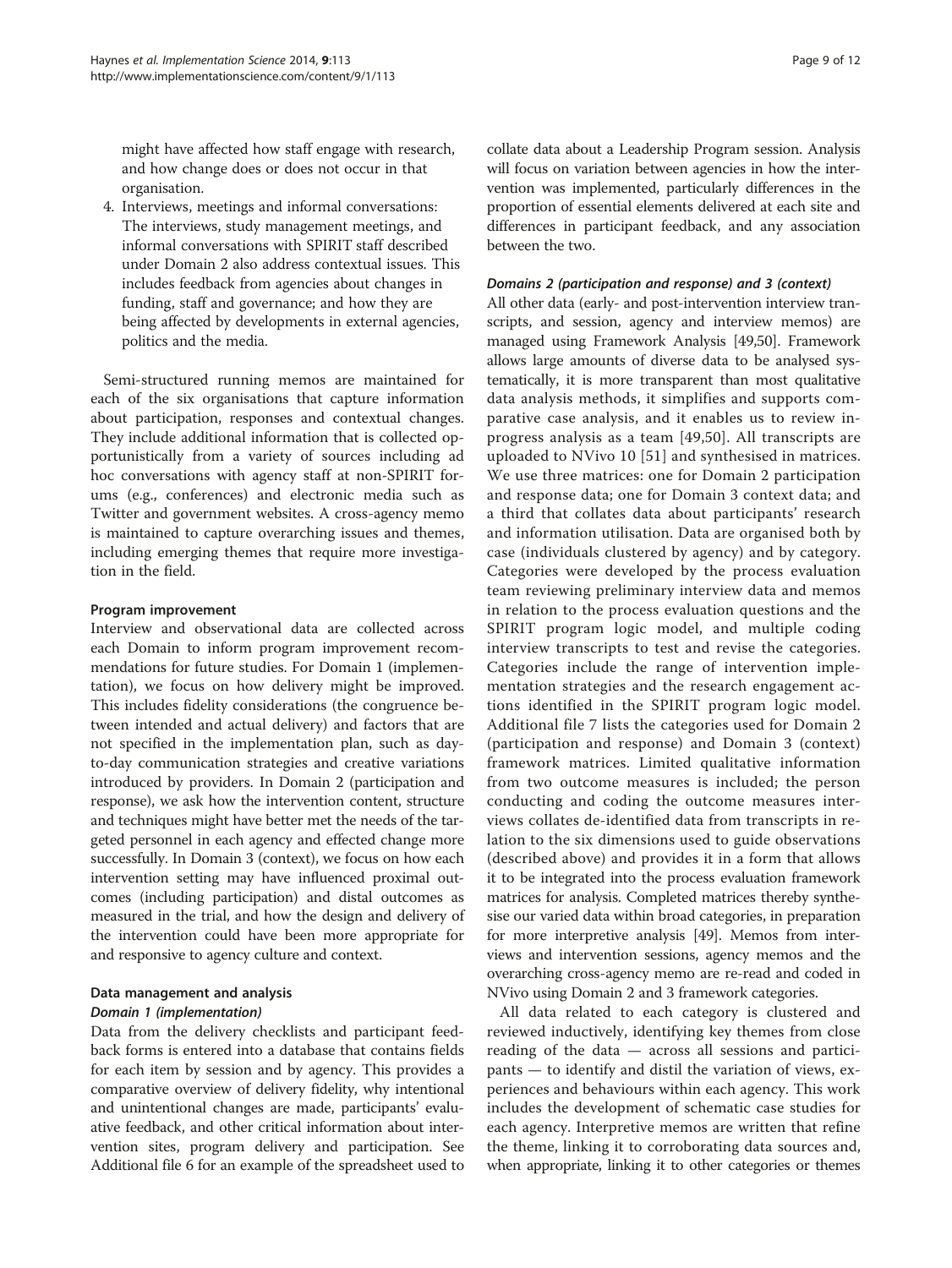might have affected how staff engage with research, and how change does or does not occur in that organisation.

4. Interviews, meetings and informal conversations: The interviews, study management meetings, and informal conversations with SPIRIT staff described under Domain 2 also address contextual issues. This includes feedback from agencies about changes in funding, staff and governance; and how they are being affected by developments in external agencies, politics and the media.

Semi-structured running memos are maintained for each of the six organisations that capture information about participation, responses and contextual changes. They include additional information that is collected opportunistically from a variety of sources including ad hoc conversations with agency staff at non-SPIRIT forums (e.g., conferences) and electronic media such as Twitter and government websites. A cross-agency memo is maintained to capture overarching issues and themes, including emerging themes that require more investigation in the field.

#### Program improvement

Interview and observational data are collected across each Domain to inform program improvement recommendations for future studies. For Domain 1 (implementation), we focus on how delivery might be improved. This includes fidelity considerations (the congruence between intended and actual delivery) and factors that are not specified in the implementation plan, such as day-to-day communication strategies and creative variations introduced by providers. In Domain 2 (participation and response), we ask how the intervention content, structure and techniques might have better met the needs of the targeted personnel in each agency and effected change more successfully. In Domain 3 (context), we focus on how each intervention setting may have influenced proximal outcomes (including participation) and distal outcomes as measured in the trial, and how the design and delivery of the intervention could have been more appropriate for and responsive to agency culture and context.

### Data management and analysis

#### *Domain 1 (implementation)*

Data from the delivery checklists and participant feedback forms is entered into a database that contains fields for each item by session and by agency. This provides a comparative overview of delivery fidelity, why intentional and unintentional changes are made, participants' evaluative feedback, and other critical information about intervention sites, program delivery and participation. See Additional file 6 for an example of the spreadsheet used to collate data about a Leadership Program session. Analysis will focus on variation between agencies in how the intervention was implemented, particularly differences in the proportion of essential elements delivered at each site and differences in participant feedback, and any association between the two.

#### *Domains 2 (participation and response) and 3 (context)*

All other data (early- and post-intervention interview transcripts, and session, agency and interview memos) are managed using Framework Analysis [49,50]. Framework allows large amounts of diverse data to be analysed systematically, it is more transparent than most qualitative data analysis methods, it simplifies and supports comparative case analysis, and it enables us to review in-progress analysis as a team [49,50]. All transcripts are uploaded to NVivo 10 [51] and synthesised in matrices. We use three matrices: one for Domain 2 participation and response data; one for Domain 3 context data; and a third that collates data about participants' research and information utilisation. Data are organised both by case (individuals clustered by agency) and by category. Categories were developed by the process evaluation team reviewing preliminary interview data and memos in relation to the process evaluation questions and the SPIRIT program logic model, and multiple coding interview transcripts to test and revise the categories. Categories include the range of intervention implementation strategies and the research engagement actions identified in the SPIRIT program logic model. Additional file 7 lists the categories used for Domain 2 (participation and response) and Domain 3 (context) framework matrices. Limited qualitative information from two outcome measures is included; the person conducting and coding the outcome measures interviews collates de-identified data from transcripts in relation to the six dimensions used to guide observations (described above) and provides it in a form that allows it to be integrated into the process evaluation framework matrices for analysis. Completed matrices thereby synthesise our varied data within broad categories, in preparation for more interpretive analysis [49]. Memos from interviews and intervention sessions, agency memos and the overarching cross-agency memo are re-read and coded in NVivo using Domain 2 and 3 framework categories.

All data related to each category is clustered and reviewed inductively, identifying key themes from close reading of the data — across all sessions and participants — to identify and distil the variation of views, experiences and behaviours within each agency. This work includes the development of schematic case studies for each agency. Interpretive memos are written that refine the theme, linking it to corroborating data sources and, when appropriate, linking it to other categories or themes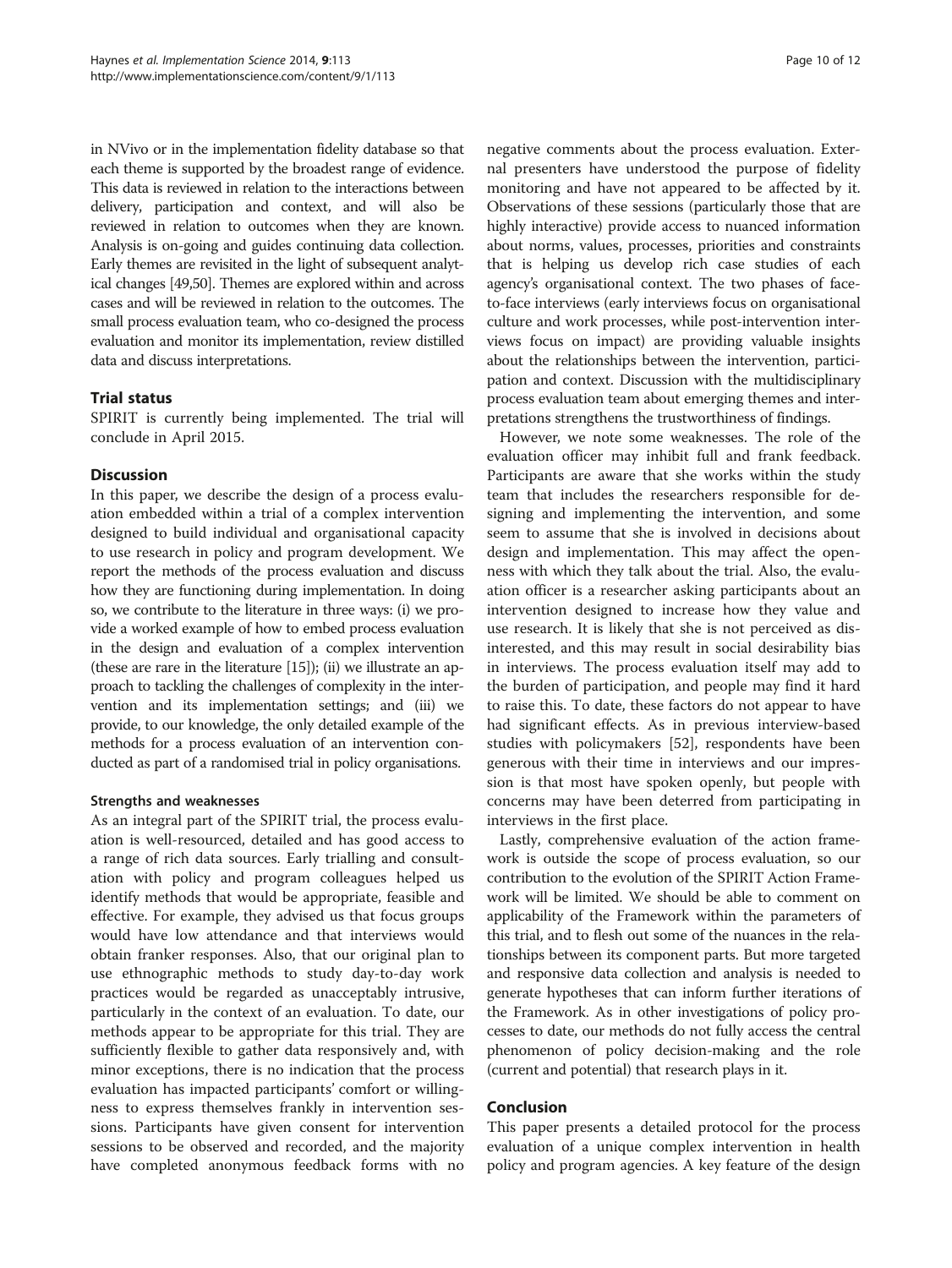in NVivo or in the implementation fidelity database so that each theme is supported by the broadest range of evidence. This data is reviewed in relation to the interactions between delivery, participation and context, and will also be reviewed in relation to outcomes when they are known. Analysis is on-going and guides continuing data collection. Early themes are revisited in the light of subsequent analytical changes [49,50]. Themes are explored within and across cases and will be reviewed in relation to the outcomes. The small process evaluation team, who co-designed the process evaluation and monitor its implementation, review distilled data and discuss interpretations.

## Trial status

SPIRIT is currently being implemented. The trial will conclude in April 2015.

## Discussion

In this paper, we describe the design of a process evaluation embedded within a trial of a complex intervention designed to build individual and organisational capacity to use research in policy and program development. We report the methods of the process evaluation and discuss how they are functioning during implementation. In doing so, we contribute to the literature in three ways: (i) we provide a worked example of how to embed process evaluation in the design and evaluation of a complex intervention (these are rare in the literature [15]); (ii) we illustrate an approach to tackling the challenges of complexity in the intervention and its implementation settings; and (iii) we provide, to our knowledge, the only detailed example of the methods for a process evaluation of an intervention conducted as part of a randomised trial in policy organisations.

### Strengths and weaknesses

As an integral part of the SPIRIT trial, the process evaluation is well-resourced, detailed and has good access to a range of rich data sources. Early trialling and consultation with policy and program colleagues helped us identify methods that would be appropriate, feasible and effective. For example, they advised us that focus groups would have low attendance and that interviews would obtain franker responses. Also, that our original plan to use ethnographic methods to study day-to-day work practices would be regarded as unacceptably intrusive, particularly in the context of an evaluation. To date, our methods appear to be appropriate for this trial. They are sufficiently flexible to gather data responsively and, with minor exceptions, there is no indication that the process evaluation has impacted participants' comfort or willingness to express themselves frankly in intervention sessions. Participants have given consent for intervention sessions to be observed and recorded, and the majority have completed anonymous feedback forms with no negative comments about the process evaluation. External presenters have understood the purpose of fidelity monitoring and have not appeared to be affected by it. Observations of these sessions (particularly those that are highly interactive) provide access to nuanced information about norms, values, processes, priorities and constraints that is helping us develop rich case studies of each agency's organisational context. The two phases of face-to-face interviews (early interviews focus on organisational culture and work processes, while post-intervention interviews focus on impact) are providing valuable insights about the relationships between the intervention, participation and context. Discussion with the multidisciplinary process evaluation team about emerging themes and interpretations strengthens the trustworthiness of findings.

However, we note some weaknesses. The role of the evaluation officer may inhibit full and frank feedback. Participants are aware that she works within the study team that includes the researchers responsible for designing and implementing the intervention, and some seem to assume that she is involved in decisions about design and implementation. This may affect the openness with which they talk about the trial. Also, the evaluation officer is a researcher asking participants about an intervention designed to increase how they value and use research. It is likely that she is not perceived as disinterested, and this may result in social desirability bias in interviews. The process evaluation itself may add to the burden of participation, and people may find it hard to raise this. To date, these factors do not appear to have had significant effects. As in previous interview-based studies with policymakers [52], respondents have been generous with their time in interviews and our impression is that most have spoken openly, but people with concerns may have been deterred from participating in interviews in the first place.

Lastly, comprehensive evaluation of the action framework is outside the scope of process evaluation, so our contribution to the evolution of the SPIRIT Action Framework will be limited. We should be able to comment on applicability of the Framework within the parameters of this trial, and to flesh out some of the nuances in the relationships between its component parts. But more targeted and responsive data collection and analysis is needed to generate hypotheses that can inform further iterations of the Framework. As in other investigations of policy processes to date, our methods do not fully access the central phenomenon of policy decision-making and the role (current and potential) that research plays in it.

## Conclusion

This paper presents a detailed protocol for the process evaluation of a unique complex intervention in health policy and program agencies. A key feature of the design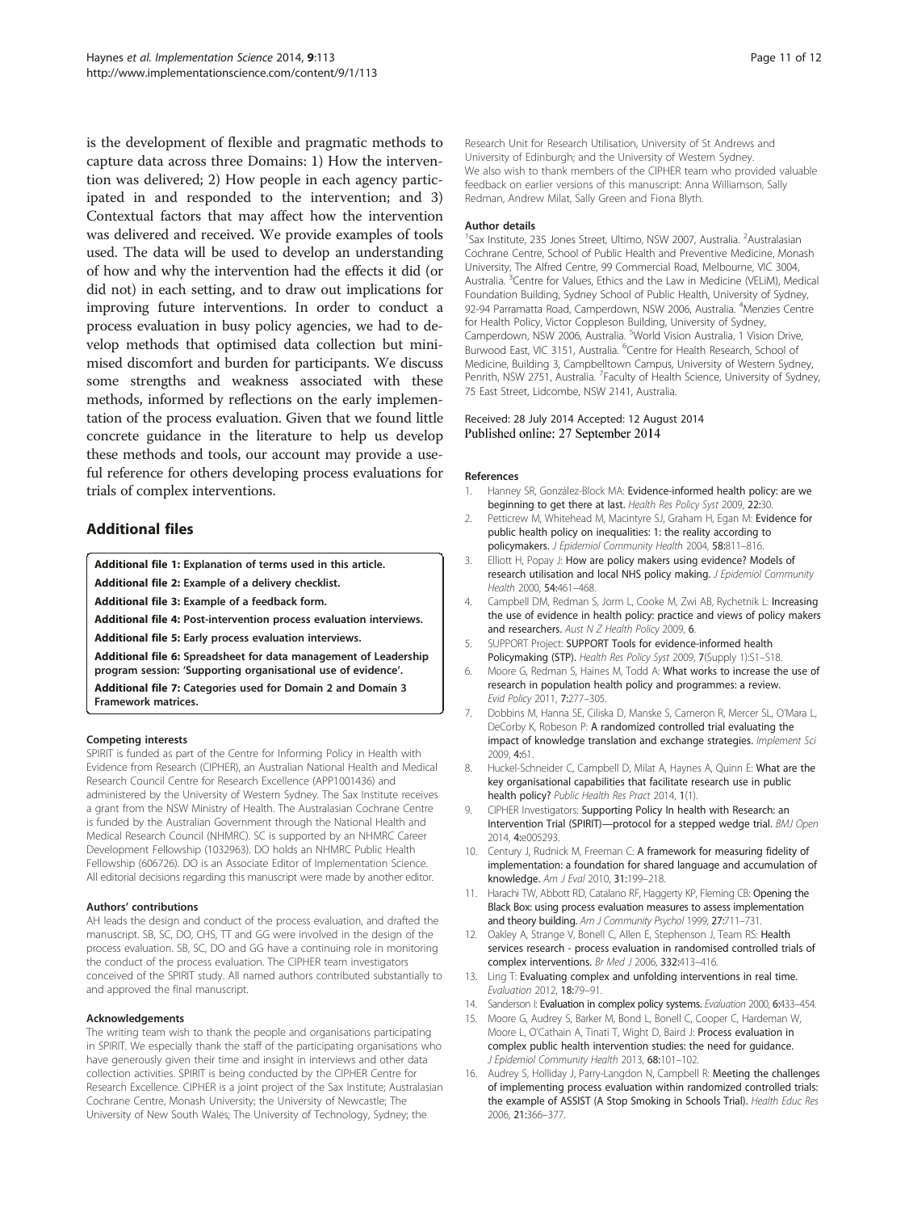is the development of flexible and pragmatic methods to capture data across three Domains: 1) How the intervention was delivered; 2) How people in each agency participated in and responded to the intervention; and 3) Contextual factors that may affect how the intervention was delivered and received. We provide examples of tools used. The data will be used to develop an understanding of how and why the intervention had the effects it did (or did not) in each setting, and to draw out implications for improving future interventions. In order to conduct a process evaluation in busy policy agencies, we had to develop methods that optimised data collection but minimised discomfort and burden for participants. We discuss some strengths and weakness associated with these methods, informed by reflections on the early implementation of the process evaluation. Given that we found little concrete guidance in the literature to help us develop these methods and tools, our account may provide a useful reference for others developing process evaluations for trials of complex interventions.

## Additional files

**Additional file 1: Explanation of terms used in this article.**

**Additional file 2: Example of a delivery checklist.**

**Additional file 3: Example of a feedback form.**

**Additional file 4: Post-intervention process evaluation interviews.**

**Additional file 5: Early process evaluation interviews.**

**Additional file 6: Spreadsheet for data management of Leadership program session: 'Supporting organisational use of evidence'.**

**Additional file 7: Categories used for Domain 2 and Domain 3 Framework matrices.**

#### Competing interests

SPIRIT is funded as part of the Centre for Informing Policy in Health with Evidence from Research (CIPHER), an Australian National Health and Medical Research Council Centre for Research Excellence (APP1001436) and administered by the University of Western Sydney. The Sax Institute receives a grant from the NSW Ministry of Health. The Australasian Cochrane Centre is funded by the Australian Government through the National Health and Medical Research Council (NHMRC). SC is supported by an NHMRC Career Development Fellowship (1032963). DO holds an NHMRC Public Health Fellowship (606726). DO is an Associate Editor of Implementation Science. All editorial decisions regarding this manuscript were made by another editor.

#### Authors' contributions

AH leads the design and conduct of the process evaluation, and drafted the manuscript. SB, SC, DO, CHS, TT and GG were involved in the design of the process evaluation. SB, SC, DO and GG have a continuing role in monitoring the conduct of the process evaluation. The CIPHER team investigators conceived of the SPIRIT study. All named authors contributed substantially to and approved the final manuscript.

#### Acknowledgements

The writing team wish to thank the people and organisations participating in SPIRIT. We especially thank the staff of the participating organisations who have generously given their time and insight in interviews and other data collection activities. SPIRIT is being conducted by the CIPHER Centre for Research Excellence. CIPHER is a joint project of the Sax Institute; Australasian Cochrane Centre, Monash University; the University of Newcastle; The University of New South Wales; The University of Technology, Sydney; the Research Unit for Research Utilisation, University of St Andrews and University of Edinburgh; and the University of Western Sydney.
We also wish to thank members of the CIPHER team who provided valuable feedback on earlier versions of this manuscript: Anna Williamson, Sally Redman, Andrew Milat, Sally Green and Fiona Blyth.

#### Author details

[1]Sax Institute, 235 Jones Street, Ultimo, NSW 2007, Australia. [2]Australasian Cochrane Centre, School of Public Health and Preventive Medicine, Monash University, The Alfred Centre, 99 Commercial Road, Melbourne, VIC 3004, Australia. [3]Centre for Values, Ethics and the Law in Medicine (VELiM), Medical Foundation Building, Sydney School of Public Health, University of Sydney, 92-94 Parramatta Road, Camperdown, NSW 2006, Australia. [4]Menzies Centre for Health Policy, Victor Coppleson Building, University of Sydney, Camperdown, NSW 2006, Australia. [5]World Vision Australia, 1 Vision Drive, Burwood East, VIC 3151, Australia. [6]Centre for Health Research, School of Medicine, Building 3, Campbelltown Campus, University of Western Sydney, Penrith, NSW 2751, Australia. [7]Faculty of Health Science, University of Sydney, 75 East Street, Lidcombe, NSW 2141, Australia.

Received: 28 July 2014 Accepted: 12 August 2014
Published online: 27 September 2014

#### References

1. Hanney SR, González-Block MA: **Evidence-informed health policy: are we beginning to get there at last.** *Health Res Policy Syst* 2009, **22:**30.
2. Petticrew M, Whitehead M, Macintyre SJ, Graham H, Egan M: **Evidence for public health policy on inequalities: 1: the reality according to policymakers.** *J Epidemiol Community Health* 2004, **58:**811–816.
3. Elliott H, Popay J: **How are policy makers using evidence? Models of research utilisation and local NHS policy making.** *J Epidemiol Community Health* 2000, **54:**461–468.
4. Campbell DM, Redman S, Jorm L, Cooke M, Zwi AB, Rychetnik L: **Increasing the use of evidence in health policy: practice and views of policy makers and researchers.** *Aust N Z Health Policy* 2009, **6**.
5. SUPPORT Project: **SUPPORT Tools for evidence-informed health Policymaking (STP).** *Health Res Policy Syst* 2009, **7**(Supply 1):S1–S18.
6. Moore G, Redman S, Haines M, Todd A: **What works to increase the use of research in population health policy and programmes: a review.** *Evid Policy* 2011, **7:**277–305.
7. Dobbins M, Hanna SE, Ciliska D, Manske S, Cameron R, Mercer SL, O'Mara L, DeCorby K, Robeson P: **A randomized controlled trial evaluating the impact of knowledge translation and exchange strategies.** *Implement Sci* 2009, **4:**61.
8. Huckel-Schneider C, Campbell D, Milat A, Haynes A, Quinn E: **What are the key organisational capabilities that facilitate research use in public health policy?** *Public Health Res Pract* 2014, **1**(1).
9. CIPHER Investigators: **Supporting Policy In health with Research: an Intervention Trial (SPIRIT)—protocol for a stepped wedge trial.** *BMJ Open* 2014, **4:**e005293.
10. Century J, Rudnick M, Freeman C: **A framework for measuring fidelity of implementation: a foundation for shared language and accumulation of knowledge.** *Am J Eval* 2010, **31:**199–218.
11. Harachi TW, Abbott RD, Catalano RF, Haggerty KP, Fleming CB: **Opening the Black Box: using process evaluation measures to assess implementation and theory building.** *Am J Community Psychol* 1999, **27:**711–731.
12. Oakley A, Strange V, Bonell C, Allen E, Stephenson J, Team RS: **Health services research - process evaluation in randomised controlled trials of complex interventions.** *Br Med J* 2006, **332:**413–416.
13. Ling T: **Evaluating complex and unfolding interventions in real time.** *Evaluation* 2012, **18:**79–91.
14. Sanderson I: **Evaluation in complex policy systems.** *Evaluation* 2000, **6:**433–454.
15. Moore G, Audrey S, Barker M, Bond L, Bonell C, Cooper C, Hardeman W, Moore L, O'Cathain A, Tinati T, Wight D, Baird J: **Process evaluation in complex public health intervention studies: the need for guidance.** *J Epidemiol Community Health* 2013, **68:**101–102.
16. Audrey S, Holliday J, Parry-Langdon N, Campbell R: **Meeting the challenges of implementing process evaluation within randomized controlled trials: the example of ASSIST (A Stop Smoking in Schools Trial).** *Health Educ Res* 2006, **21:**366–377.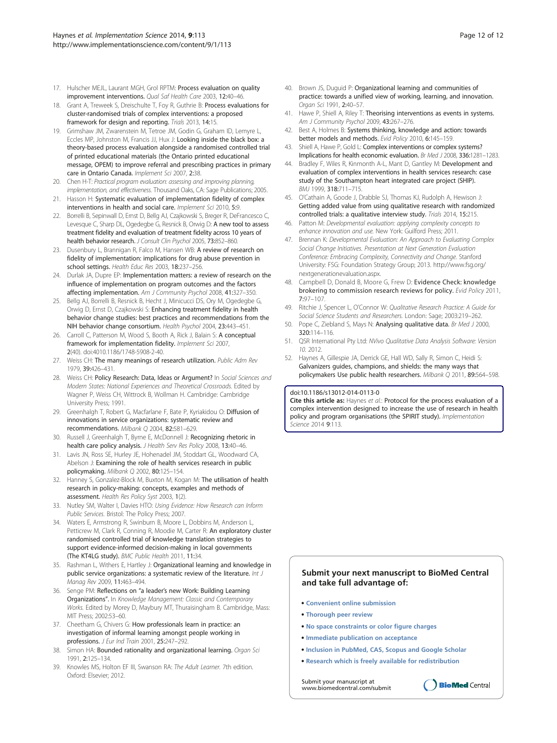17. Hulscher MEJL, Laurant MGH, Grol RPTM: **Process evaluation on quality improvement interventions.** *Qual Saf Health Care* 2003, **12:**40–46.
18. Grant A, Treweek S, Dreischulte T, Foy R, Guthrie B: **Process evaluations for cluster-randomised trials of complex interventions: a proposed framework for design and reporting.** *Trials* 2013, **14:**15.
19. Grimshaw JM, Zwarenstein M, Tetroe JM, Godin G, Graham ID, Lemyre L, Eccles MP, Johnston M, Francis JJ, Hux J: **Looking inside the black box: a theory-based process evaluation alongside a randomised controlled trial of printed educational materials (the Ontario printed educational message, OPEM) to improve referral and prescribing practices in primary care in Ontario Canada.** *Implement Sci* 2007, **2:**38.
20. Chen H-T: *Practical program evaluation: assessing and improving planning, implementation, and effectiveness.* Thousand Oaks, CA: Sage Publications; 2005.
21. Hasson H: **Systematic evaluation of implementation fidelity of complex interventions in health and social care.** *Implement Sci* 2010, **5:**9.
22. Borrelli B, Sepinwall D, Ernst D, Bellg AJ, Czajkowski S, Breger R, DeFrancesco C, Levesque C, Sharp DL, Ogedegbe G, Resnick B, Orwig D: **A new tool to assess treatment fidelity and evaluation of treatment fidelity across 10 years of health behavior research.** *J Consult Clin Psychol* 2005, **73:**852–860.
23. Dusenbury L, Brannigan R, Falco M, Hansen WB: **A review of research on fidelity of implementation: implications for drug abuse prevention in school settings.** *Health Educ Res* 2003, **18:**237–256.
24. Durlak JA, Dupre EP: **Implementation matters: a review of research on the influence of implementation on program outcomes and the factors affecting implementation.** *Am J Community Psychol* 2008, **41:**327–350.
25. Bellg AJ, Borrelli B, Resnick B, Hecht J, Minicucci DS, Ory M, Ogedegbe G, Orwig D, Ernst D, Czajkowski S: **Enhancing treatment fidelity in health behavior change studies: best practices and recommendations from the NIH behavior change consortium.** *Health Psychol* 2004, **23:**443–451.
26. Carroll C, Patterson M, Wood S, Booth A, Rick J, Balain S: **A conceptual framework for implementation fidelity.** *Implement Sci* 2007, **2**(40). doi:4010.1186/1748-5908-2-40.
27. Weiss CH: **The many meanings of research utilization.** *Public Adm Rev* 1979, **39:**426–431.
28. Weiss CH: **Policy Research: Data, Ideas or Argument?** In *Social Sciences and Modern States: National Experiences and Theoretical Crossroads.* Edited by Wagner P, Weiss CH, Wittrock B, Wollman H. Cambridge: Cambridge University Press; 1991.
29. Greenhalgh T, Robert G, Macfarlane F, Bate P, Kyriakidou O: **Diffusion of innovations in service organizations: systematic review and recommendations.** *Milbank Q* 2004, **82:**581–629.
30. Russell J, Greenhalgh T, Byrne E, McDonnell J: **Recognizing rhetoric in health care policy analysis.** *J Health Serv Res Policy* 2008, **13:**40–46.
31. Lavis JN, Ross SE, Hurley JE, Hohenadel JM, Stoddart GL, Woodward CA, Abelson J: **Examining the role of health services research in public policymaking.** *Milbank Q* 2002, **80:**125–154.
32. Hanney S, Gonzalez-Block M, Buxton M, Kogan M: **The utilisation of health research in policy-making: concepts, examples and methods of assessment.** *Health Res Policy Syst* 2003, **1**(2).
33. Nutley SM, Walter I, Davies HTO: *Using Evidence: How Research can Inform Public Services.* Bristol: The Policy Press; 2007.
34. Waters E, Armstrong R, Swinburn B, Moore L, Dobbins M, Anderson L, Petticrew M, Clark R, Conning R, Moodie M, Carter R: **An exploratory cluster randomised controlled trial of knowledge translation strategies to support evidence-informed decision-making in local governments (The KT4LG study).** *BMC Public Health* 2011, **11:**34.
35. Rashman L, Withers E, Hartley J: **Organizational learning and knowledge in public service organizations: a systematic review of the literature.** *Int J Manag Rev* 2009, **11:**463–494.
36. Senge PM: **Reflections on "a leader's new Work: Building Learning Organizations".** In *Knowledge Management: Classic and Contemporary Works.* Edited by Morey D, Maybury MT, Thuraisingham B. Cambridge, Mass: MIT Press; 2002:53–60.
37. Cheetham G, Chivers G: **How professionals learn in practice: an investigation of informal learning amongst people working in professions.** *J Eur Ind Train* 2001, **25:**247–292.
38. Simon HA: **Bounded rationality and organizational learning.** *Organ Sci* 1991, **2:**125–134.
39. Knowles MS, Holton EF III, Swanson RA: *The Adult Learner.* 7th edition. Oxford: Elsevier; 2012.
40. Brown JS, Duguid P: **Organizational learning and communities of practice: towards a unified view of working, learning, and innovation.** *Organ Sci* 1991, **2:**40–57.
41. Hawe P, Shiell A, Riley T: **Theorising interventions as events in systems.** *Am J Community Psychol* 2009, **43:**267–276.
42. Best A, Holmes B: **Systems thinking, knowledge and action: towards better models and methods.** *Evid Policy* 2010, **6:**145–159.
43. Shiell A, Hawe P, Gold L: **Complex interventions or complex systems? Implications for health economic evaluation.** *Br Med J* 2008, **336:**1281–1283.
44. Bradley F, Wiles R, Kinmonth A-L, Mant D, Gantley M: **Development and evaluation of complex interventions in health services research: case study of the Southampton heart integrated care project (SHIP).** *BMJ* 1999, **318:**711–715.
45. O'Cathain A, Goode J, Drabble SJ, Thomas KJ, Rudolph A, Hewison J: **Getting added value from using qualitative research with randomized controlled trials: a qualitative interview study.** *Trials* 2014, **15:**215.
46. Patton M: *Developmental evaluation: applying complexity concepts to enhance innovation and use.* New York: Guilford Press; 2011.
47. Brennan K: *Developmental Evaluation: An Approach to Evaluating Complex Social Change Initiatives. Presentation at Next Generation Evaluation Conference: Embracing Complexity, Connectivity and Change.* Stanford University: FSG: Foundation Strategy Group; 2013. http://www.fsg.org/nextgenerationevaluation.aspx.
48. Campbell D, Donald B, Moore G, Frew D: **Evidence Check: knowledge brokering to commission research reviews for policy.** *Evid Policy* 2011, **7:**97–107.
49. Ritchie J, Spencer L, O'Connor W: *Qualitative Research Practice: A Guide for Social Science Students and Researchers.* London: Sage; 2003:219–262.
50. Pope C, Ziebland S, Mays N: **Analysing qualitative data.** *Br Med J* 2000, **320:**114–116.
51. QSR International Pty Ltd: *NVivo Qualitative Data Analysis Software: Version 10.* 2012.
52. Haynes A, Gillespie JA, Derrick GE, Hall WD, Sally R, Simon C, Heidi S: **Galvanizers guides, champions, and shields: the many ways that policymakers Use public health researchers.** *Milbank Q* 2011, **89:**564–598.

doi:10.1186/s13012-014-0113-0

**Cite this article as:** Haynes *et al.*: Protocol for the process evaluation of a complex intervention designed to increase the use of research in health policy and program organisations (the SPIRIT study). *Implementation Science* 2014 **9**:113.

**Submit your next manuscript to BioMed Central and take full advantage of:**

- **Convenient online submission**
- **Thorough peer review**
- **No space constraints or color figure charges**
- **Immediate publication on acceptance**
- **Inclusion in PubMed, CAS, Scopus and Google Scholar**
- **Research which is freely available for redistribution**

Submit your manuscript at www.biomedcentral.com/submit

BioMed Central